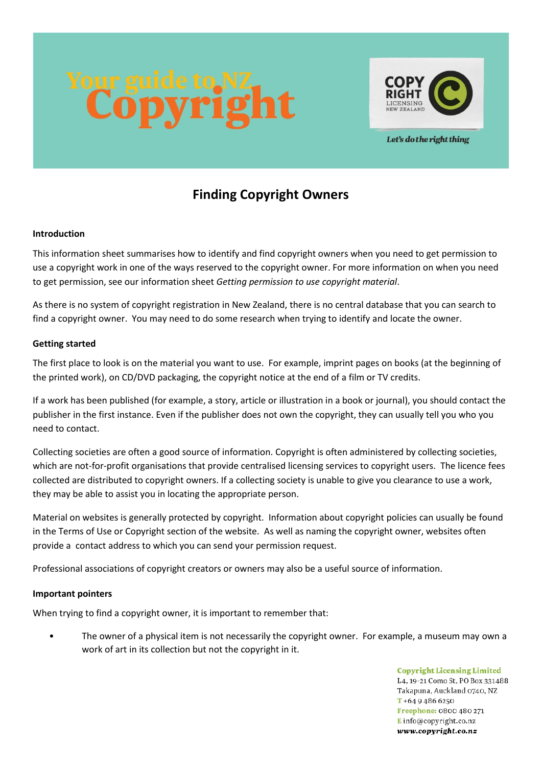# Your guide to NZ Copyright

COPY RIGHT LICENSING NEW ZEALAND

*Let's do the right thing*

## Finding Copyright Owners

### Introduction

This information sheet summarises how to identify and find copyright owners when you need to get permission to use a copyright work in one of the ways reserved to the copyright owner. For more information on when you need to get permission, see our information sheet *Getting permission to use copyright material*.

As there is no system of copyright registration in New Zealand, there is no central database that you can search to find a copyright owner. You may need to do some research when trying to identify and locate the owner.

### Getting started

The first place to look is on the material you want to use. For example, imprint pages on books (at the beginning of the printed work), on CD/DVD packaging, the copyright notice at the end of a film or TV credits.

If a work has been published (for example, a story, article or illustration in a book or journal), you should contact the publisher in the first instance. Even if the publisher does not own the copyright, they can usually tell you who you need to contact.

Collecting societies are often a good source of information. Copyright is often administered by collecting societies, which are not-for-profit organisations that provide centralised licensing services to copyright users. The licence fees collected are distributed to copyright owners. If a collecting society is unable to give you clearance to use a work, they may be able to assist you in locating the appropriate person.

Material on websites is generally protected by copyright. Information about copyright policies can usually be found in the Terms of Use or Copyright section of the website. As well as naming the copyright owner, websites often provide a contact address to which you can send your permission request.

Professional associations of copyright creators or owners may also be a useful source of information.

### Important pointers

When trying to find a copyright owner, it is important to remember that:

- The owner of a physical item is not necessarily the copyright owner. For example, a museum may own a work of art in its collection but not the copyright in it.

**Copyright Licensing Limited**
L4, 19-21 Como St, PO Box 331488
Takapuna, Auckland 0740, NZ
T +64 9 486 6250
Freephone: 0800 480 271
E info@copyright.co.nz
www.copyright.co.nz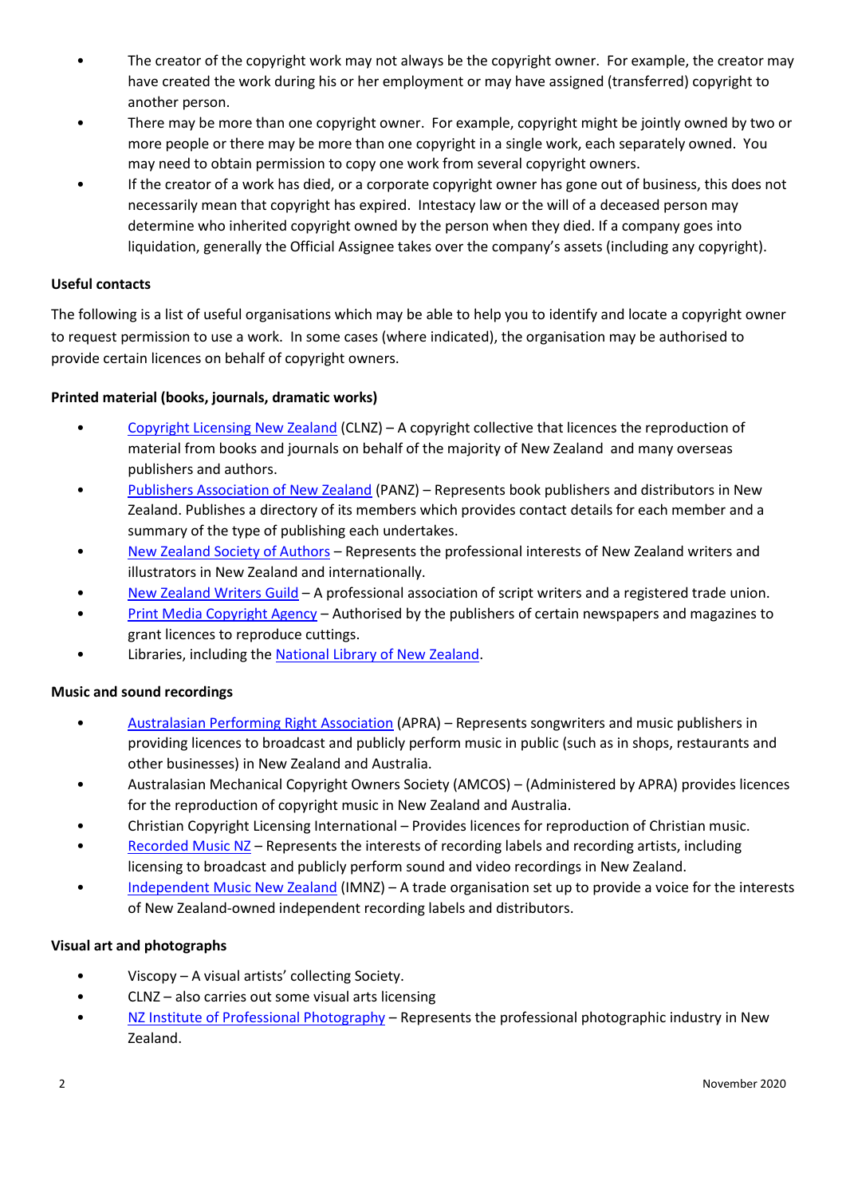- The creator of the copyright work may not always be the copyright owner. For example, the creator may have created the work during his or her employment or may have assigned (transferred) copyright to another person.
- There may be more than one copyright owner. For example, copyright might be jointly owned by two or more people or there may be more than one copyright in a single work, each separately owned. You may need to obtain permission to copy one work from several copyright owners.
- If the creator of a work has died, or a corporate copyright owner has gone out of business, this does not necessarily mean that copyright has expired. Intestacy law or the will of a deceased person may determine who inherited copyright owned by the person when they died. If a company goes into liquidation, generally the Official Assignee takes over the company's assets (including any copyright).

**Useful contacts**

The following is a list of useful organisations which may be able to help you to identify and locate a copyright owner to request permission to use a work. In some cases (where indicated), the organisation may be authorised to provide certain licences on behalf of copyright owners.

**Printed material (books, journals, dramatic works)**

- Copyright Licensing New Zealand (CLNZ) – A copyright collective that licences the reproduction of material from books and journals on behalf of the majority of New Zealand and many overseas publishers and authors.
- Publishers Association of New Zealand (PANZ) – Represents book publishers and distributors in New Zealand. Publishes a directory of its members which provides contact details for each member and a summary of the type of publishing each undertakes.
- New Zealand Society of Authors – Represents the professional interests of New Zealand writers and illustrators in New Zealand and internationally.
- New Zealand Writers Guild – A professional association of script writers and a registered trade union.
- Print Media Copyright Agency – Authorised by the publishers of certain newspapers and magazines to grant licences to reproduce cuttings.
- Libraries, including the National Library of New Zealand.

**Music and sound recordings**

- Australasian Performing Right Association (APRA) – Represents songwriters and music publishers in providing licences to broadcast and publicly perform music in public (such as in shops, restaurants and other businesses) in New Zealand and Australia.
- Australasian Mechanical Copyright Owners Society (AMCOS) – (Administered by APRA) provides licences for the reproduction of copyright music in New Zealand and Australia.
- Christian Copyright Licensing International – Provides licences for reproduction of Christian music.
- Recorded Music NZ – Represents the interests of recording labels and recording artists, including licensing to broadcast and publicly perform sound and video recordings in New Zealand.
- Independent Music New Zealand (IMNZ) – A trade organisation set up to provide a voice for the interests of New Zealand-owned independent recording labels and distributors.

**Visual art and photographs**

- Viscopy – A visual artists' collecting Society.
- CLNZ – also carries out some visual arts licensing
- NZ Institute of Professional Photography – Represents the professional photographic industry in New Zealand.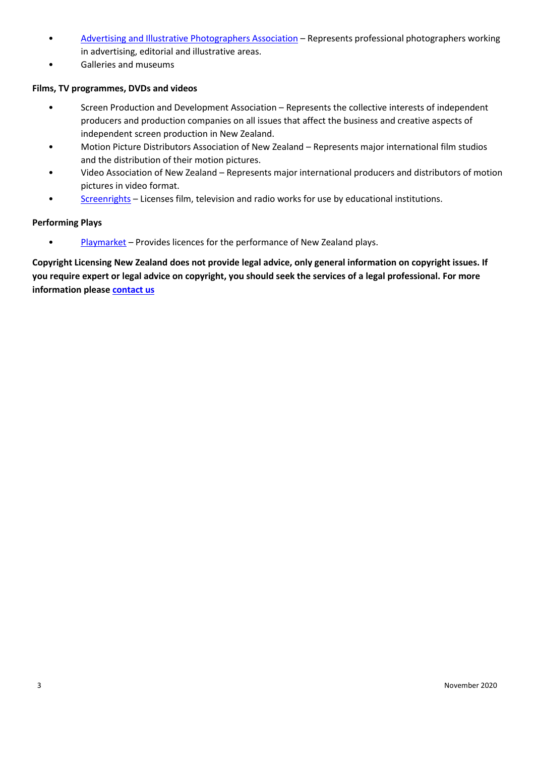- Advertising and Illustrative Photographers Association – Represents professional photographers working in advertising, editorial and illustrative areas.
- Galleries and museums

**Films, TV programmes, DVDs and videos**

- Screen Production and Development Association – Represents the collective interests of independent producers and production companies on all issues that affect the business and creative aspects of independent screen production in New Zealand.
- Motion Picture Distributors Association of New Zealand – Represents major international film studios and the distribution of their motion pictures.
- Video Association of New Zealand – Represents major international producers and distributors of motion pictures in video format.
- Screenrights – Licenses film, television and radio works for use by educational institutions.

**Performing Plays**

- Playmarket – Provides licences for the performance of New Zealand plays.

**Copyright Licensing New Zealand does not provide legal advice, only general information on copyright issues. If you require expert or legal advice on copyright, you should seek the services of a legal professional. For more information please contact us**